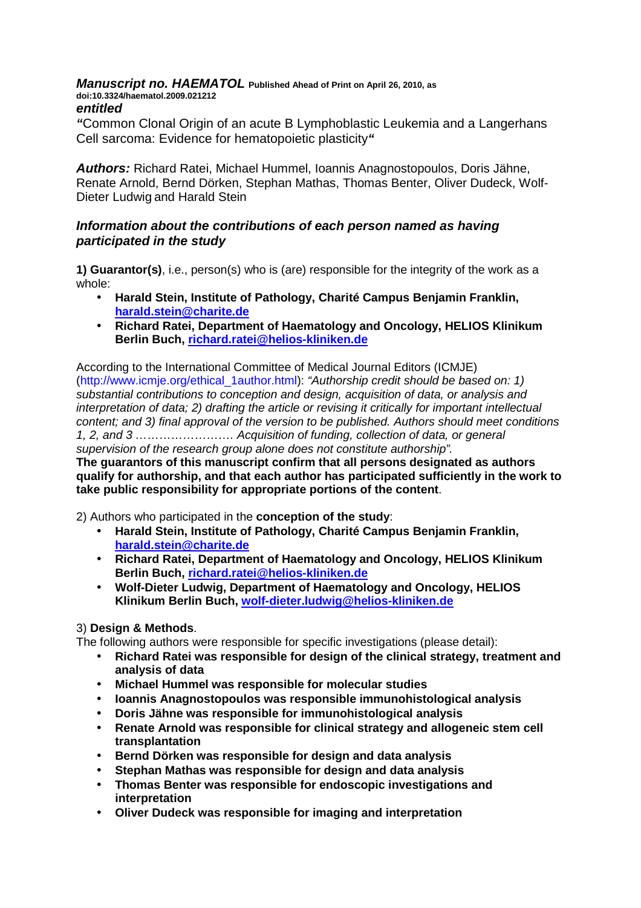***Manuscript no. HAEMATOL*** **Published Ahead of Print on April 26, 2010, as doi:10.3324/haematol.2009.021212**

***entitled***

***"***Common Clonal Origin of an acute B Lymphoblastic Leukemia and a Langerhans Cell sarcoma: Evidence for hematopoietic plasticity***"***

***Authors:*** Richard Ratei, Michael Hummel, Ioannis Anagnostopoulos, Doris Jähne, Renate Arnold, Bernd Dörken, Stephan Mathas, Thomas Benter, Oliver Dudeck, Wolf-Dieter Ludwig and Harald Stein

### *Information about the contributions of each person named as having participated in the study*

**1) Guarantor(s)**, i.e., person(s) who is (are) responsible for the integrity of the work as a whole:

- **Harald Stein, Institute of Pathology, Charité Campus Benjamin Franklin, harald.stein@charite.de**
- **Richard Ratei, Department of Haematology and Oncology, HELIOS Klinikum Berlin Buch, richard.ratei@helios-kliniken.de**

According to the International Committee of Medical Journal Editors (ICMJE) (http://www.icmje.org/ethical_1author.html): *"Authorship credit should be based on: 1) substantial contributions to conception and design, acquisition of data, or analysis and interpretation of data; 2) drafting the article or revising it critically for important intellectual content; and 3) final approval of the version to be published. Authors should meet conditions 1, 2, and 3 ……………………. Acquisition of funding, collection of data, or general supervision of the research group alone does not constitute authorship".*

**The guarantors of this manuscript confirm that all persons designated as authors qualify for authorship, and that each author has participated sufficiently in the work to take public responsibility for appropriate portions of the content**.

2) Authors who participated in the **conception of the study**:

- **Harald Stein, Institute of Pathology, Charité Campus Benjamin Franklin, harald.stein@charite.de**
- **Richard Ratei, Department of Haematology and Oncology, HELIOS Klinikum Berlin Buch, richard.ratei@helios-kliniken.de**
- **Wolf-Dieter Ludwig, Department of Haematology and Oncology, HELIOS Klinikum Berlin Buch, wolf-dieter.ludwig@helios-kliniken.de**

3) **Design & Methods**.

The following authors were responsible for specific investigations (please detail):

- **Richard Ratei was responsible for design of the clinical strategy, treatment and analysis of data**
- **Michael Hummel was responsible for molecular studies**
- **Ioannis Anagnostopoulos was responsible immunohistological analysis**
- **Doris Jähne was responsible for immunohistological analysis**
- **Renate Arnold was responsible for clinical strategy and allogeneic stem cell transplantation**
- **Bernd Dörken was responsible for design and data analysis**
- **Stephan Mathas was responsible for design and data analysis**
- **Thomas Benter was responsible for endoscopic investigations and interpretation**
- **Oliver Dudeck was responsible for imaging and interpretation**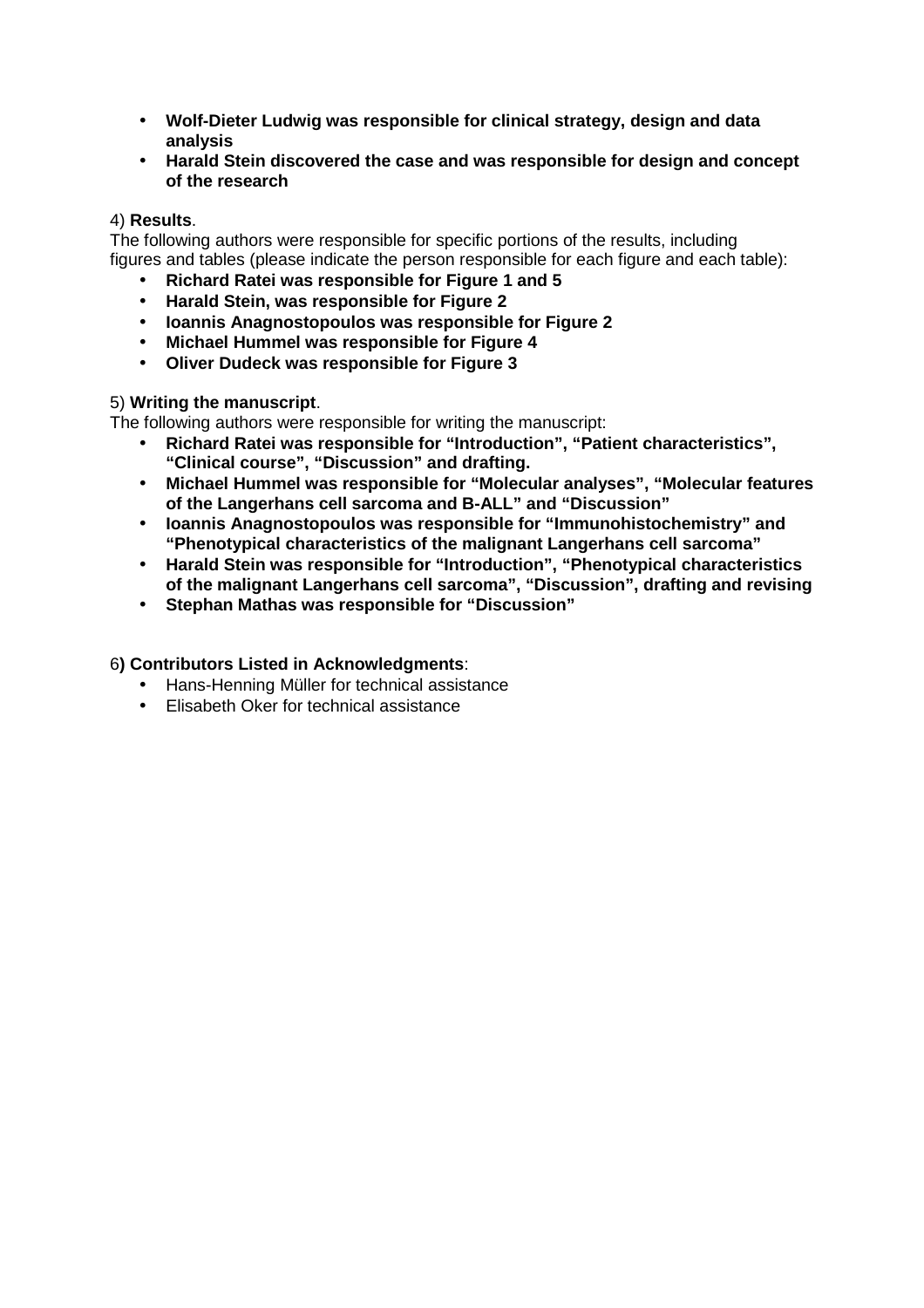- **Wolf-Dieter Ludwig was responsible for clinical strategy, design and data analysis**
- **Harald Stein discovered the case and was responsible for design and concept of the research**

4) **Results**.
The following authors were responsible for specific portions of the results, including figures and tables (please indicate the person responsible for each figure and each table):

- **Richard Ratei was responsible for Figure 1 and 5**
- **Harald Stein, was responsible for Figure 2**
- **Ioannis Anagnostopoulos was responsible for Figure 2**
- **Michael Hummel was responsible for Figure 4**
- **Oliver Dudeck was responsible for Figure 3**

5) **Writing the manuscript**.
The following authors were responsible for writing the manuscript:

- **Richard Ratei was responsible for "Introduction", "Patient characteristics", "Clinical course", "Discussion" and drafting.**
- **Michael Hummel was responsible for "Molecular analyses", "Molecular features of the Langerhans cell sarcoma and B-ALL" and "Discussion"**
- **Ioannis Anagnostopoulos was responsible for "Immunohistochemistry" and "Phenotypical characteristics of the malignant Langerhans cell sarcoma"**
- **Harald Stein was responsible for "Introduction", "Phenotypical characteristics of the malignant Langerhans cell sarcoma", "Discussion", drafting and revising**
- **Stephan Mathas was responsible for "Discussion"**

6**) Contributors Listed in Acknowledgments**:

- Hans-Henning Müller for technical assistance
- Elisabeth Oker for technical assistance